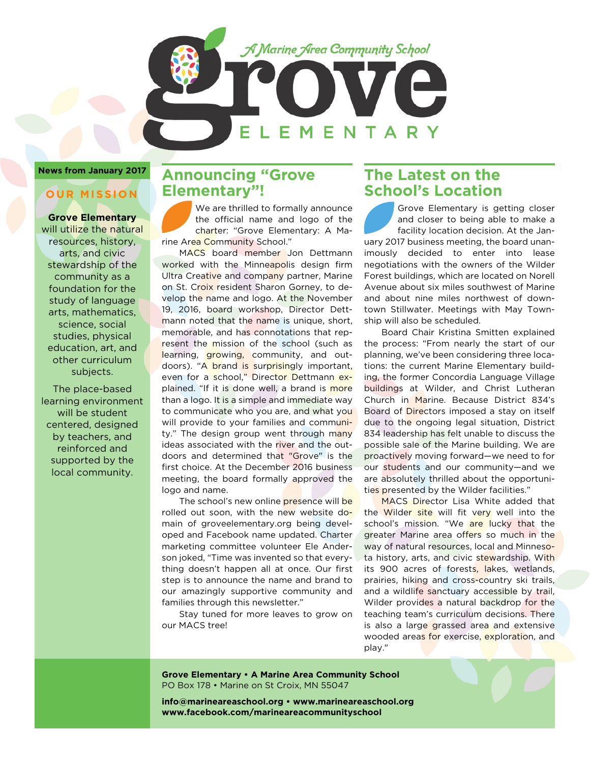# Grove Elementary

*A Marine Area Community School*

**News from January 2017**

## OUR MISSION

**Grove Elementary** will utilize the natural resources, history, arts, and civic stewardship of the community as a foundation for the study of language arts, mathematics, science, social studies, physical education, art, and other curriculum subjects.

The place-based learning environment will be student centered, designed by teachers, and reinforced and supported by the local community.

## Announcing "Grove Elementary"!

We are thrilled to formally announce the official name and logo of the charter: "Grove Elementary: A Marine Area Community School."

MACS board member Jon Dettmann worked with the Minneapolis design firm Ultra Creative and company partner, Marine on St. Croix resident Sharon Gorney, to develop the name and logo. At the November 19, 2016, board workshop, Director Dettmann noted that the name is unique, short, memorable, and has connotations that represent the mission of the school (such as learning, growing, community, and outdoors). "A brand is surprisingly important, even for a school," Director Dettmann explained. "If it is done well, a brand is more than a logo. It is a simple and immediate way to communicate who you are, and what you will provide to your families and community." The design group went through many ideas associated with the river and the outdoors and determined that "Grove" is the first choice. At the December 2016 business meeting, the board formally approved the logo and name.

The school's new online presence will be rolled out soon, with the new website domain of groveelementary.org being developed and Facebook name updated. Charter marketing committee volunteer Ele Anderson joked, "Time was invented so that everything doesn't happen all at once. Our first step is to announce the name and brand to our amazingly supportive community and families through this newsletter."

Stay tuned for more leaves to grow on our MACS tree!

## The Latest on the School's Location

Grove Elementary is getting closer and closer to being able to make a facility location decision. At the January 2017 business meeting, the board unanimously decided to enter into lease negotiations with the owners of the Wilder Forest buildings, which are located on Norell Avenue about six miles southwest of Marine and about nine miles northwest of downtown Stillwater. Meetings with May Township will also be scheduled.

Board Chair Kristina Smitten explained the process: "From nearly the start of our planning, we've been considering three locations: the current Marine Elementary building, the former Concordia Language Village buildings at Wilder, and Christ Lutheran Church in Marine. Because District 834's Board of Directors imposed a stay on itself due to the ongoing legal situation, District 834 leadership has felt unable to discuss the possible sale of the Marine building. We are proactively moving forward—we need to for our students and our community—and we are absolutely thrilled about the opportunities presented by the Wilder facilities."

MACS Director Lisa White added that the Wilder site will fit very well into the school's mission. "We are lucky that the greater Marine area offers so much in the way of natural resources, local and Minnesota history, arts, and civic stewardship. With its 900 acres of forests, lakes, wetlands, prairies, hiking and cross-country ski trails, and a wildlife sanctuary accessible by trail, Wilder provides a natural backdrop for the teaching team's curriculum decisions. There is also a large grassed area and extensive wooded areas for exercise, exploration, and play."

**Grove Elementary • A Marine Area Community School**
PO Box 178 • Marine on St Croix, MN 55047

**info@marineareaschool.org • www.marineareaschool.org**
**www.facebook.com/marineareacommunityschool**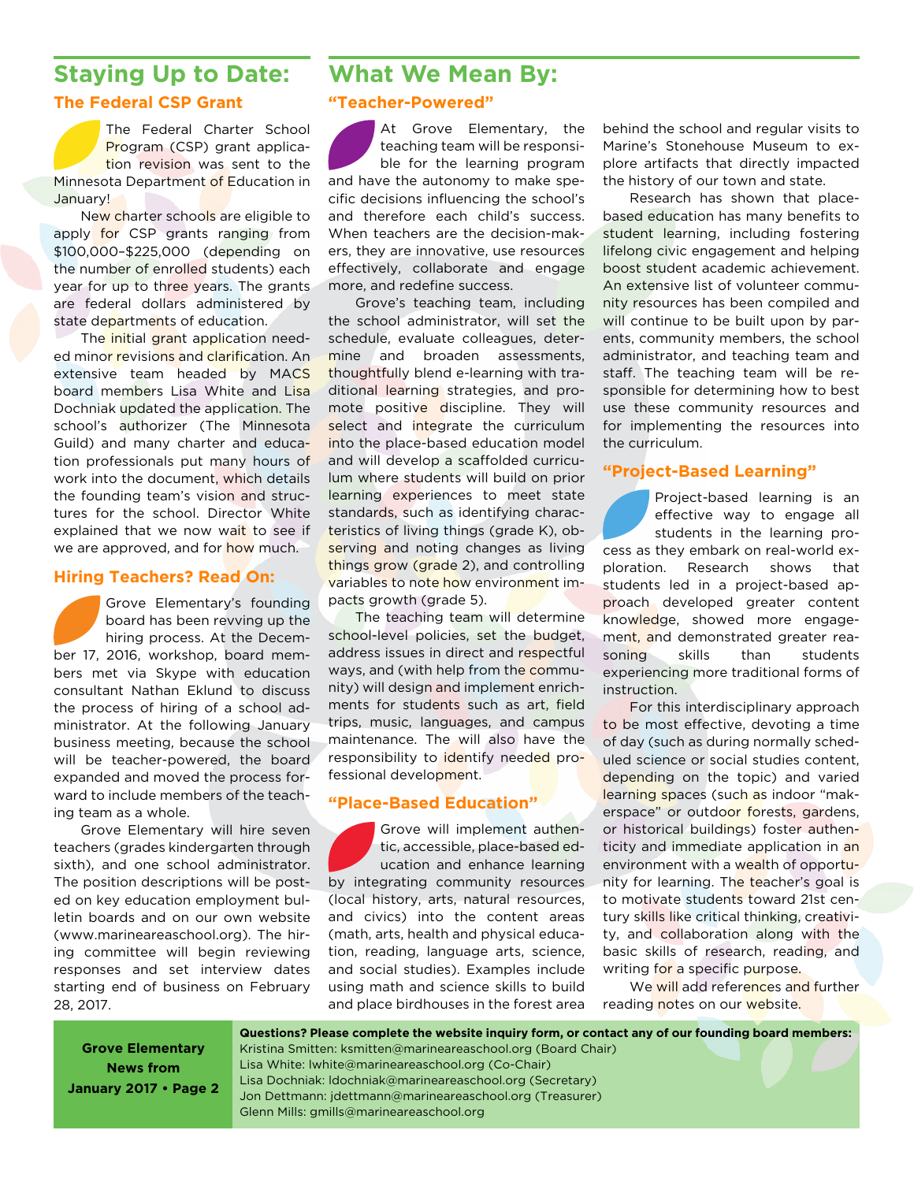## Staying Up to Date:

### The Federal CSP Grant

The Federal Charter School Program (CSP) grant application revision was sent to the Minnesota Department of Education in January!

New charter schools are eligible to apply for CSP grants ranging from $100,000–$225,000 (depending on the number of enrolled students) each year for up to three years. The grants are federal dollars administered by state departments of education.

The initial grant application needed minor revisions and clarification. An extensive team headed by MACS board members Lisa White and Lisa Dochniak updated the application. The school's authorizer (The Minnesota Guild) and many charter and education professionals put many hours of work into the document, which details the founding team's vision and structures for the school. Director White explained that we now wait to see if we are approved, and for how much.

### Hiring Teachers? Read On:

Grove Elementary's founding board has been revving up the hiring process. At the December 17, 2016, workshop, board members met via Skype with education consultant Nathan Eklund to discuss the process of hiring of a school administrator. At the following January business meeting, because the school will be teacher-powered, the board expanded and moved the process forward to include members of the teaching team as a whole.

Grove Elementary will hire seven teachers (grades kindergarten through sixth), and one school administrator. The position descriptions will be posted on key education employment bulletin boards and on our own website (www.marineareaschool.org). The hiring committee will begin reviewing responses and set interview dates starting end of business on February 28, 2017.

## What We Mean By:

### "Teacher-Powered"

At Grove Elementary, the teaching team will be responsible for the learning program and have the autonomy to make specific decisions influencing the school's and therefore each child's success. When teachers are the decision-makers, they are innovative, use resources effectively, collaborate and engage more, and redefine success.

Grove's teaching team, including the school administrator, will set the schedule, evaluate colleagues, determine and broaden assessments, thoughtfully blend e-learning with traditional learning strategies, and promote positive discipline. They will select and integrate the curriculum into the place-based education model and will develop a scaffolded curriculum where students will build on prior learning experiences to meet state standards, such as identifying characteristics of living things (grade K), observing and noting changes as living things grow (grade 2), and controlling variables to note how environment impacts growth (grade 5).

The teaching team will determine school-level policies, set the budget, address issues in direct and respectful ways, and (with help from the community) will design and implement enrichments for students such as art, field trips, music, languages, and campus maintenance. The will also have the responsibility to identify needed professional development.

### "Place-Based Education"

Grove will implement authentic, accessible, place-based education and enhance learning by integrating community resources (local history, arts, natural resources, and civics) into the content areas (math, arts, health and physical education, reading, language arts, science, and social studies). Examples include using math and science skills to build and place birdhouses in the forest area behind the school and regular visits to Marine's Stonehouse Museum to explore artifacts that directly impacted the history of our town and state.

Research has shown that place-based education has many benefits to student learning, including fostering lifelong civic engagement and helping boost student academic achievement. An extensive list of volunteer community resources has been compiled and will continue to be built upon by parents, community members, the school administrator, and teaching team and staff. The teaching team will be responsible for determining how to best use these community resources and for implementing the resources into the curriculum.

### "Project-Based Learning"

Project-based learning is an effective way to engage all students in the learning process as they embark on real-world exploration. Research shows that students led in a project-based approach developed greater content knowledge, showed more engagement, and demonstrated greater reasoning skills than students experiencing more traditional forms of instruction.

For this interdisciplinary approach to be most effective, devoting a time of day (such as during normally scheduled science or social studies content, depending on the topic) and varied learning spaces (such as indoor "makerspace" or outdoor forests, gardens, or historical buildings) foster authenticity and immediate application in an environment with a wealth of opportunity for learning. The teacher's goal is to motivate students toward 21st century skills like critical thinking, creativity, and collaboration along with the basic skills of research, reading, and writing for a specific purpose.

We will add references and further reading notes on our website.

**Grove Elementary News from January 2017 • Page 2**

**Questions? Please complete the website inquiry form, or contact any of our founding board members:**
Kristina Smitten: ksmitten@marineareaschool.org (Board Chair)
Lisa White: lwhite@marineareaschool.org (Co-Chair)
Lisa Dochniak: ldochniak@marineareaschool.org (Secretary)
Jon Dettmann: jdettmann@marineareaschool.org (Treasurer)
Glenn Mills: gmills@marineareaschool.org